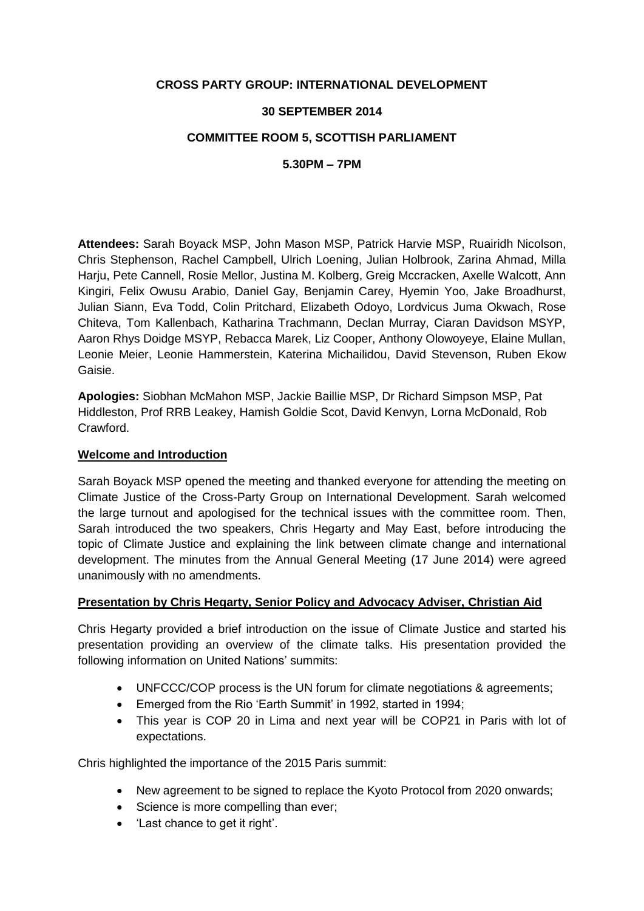**CROSS PARTY GROUP: INTERNATIONAL DEVELOPMENT**

**30 SEPTEMBER 2014**

**COMMITTEE ROOM 5, SCOTTISH PARLIAMENT**

**5.30PM – 7PM**

**Attendees:** Sarah Boyack MSP, John Mason MSP, Patrick Harvie MSP, Ruairidh Nicolson, Chris Stephenson, Rachel Campbell, Ulrich Loening, Julian Holbrook, Zarina Ahmad, Milla Harju, Pete Cannell, Rosie Mellor, Justina M. Kolberg, Greig Mccracken, Axelle Walcott, Ann Kingiri, Felix Owusu Arabio, Daniel Gay, Benjamin Carey, Hyemin Yoo, Jake Broadhurst, Julian Siann, Eva Todd, Colin Pritchard, Elizabeth Odoyo, Lordvicus Juma Okwach, Rose Chiteva, Tom Kallenbach, Katharina Trachmann, Declan Murray, Ciaran Davidson MSYP, Aaron Rhys Doidge MSYP, Rebacca Marek, Liz Cooper, Anthony Olowoyeye, Elaine Mullan, Leonie Meier, Leonie Hammerstein, Katerina Michailidou, David Stevenson, Ruben Ekow Gaisie.

**Apologies:** Siobhan McMahon MSP, Jackie Baillie MSP, Dr Richard Simpson MSP, Pat Hiddleston, Prof RRB Leakey, Hamish Goldie Scot, David Kenvyn, Lorna McDonald, Rob Crawford.

**Welcome and Introduction**

Sarah Boyack MSP opened the meeting and thanked everyone for attending the meeting on Climate Justice of the Cross-Party Group on International Development. Sarah welcomed the large turnout and apologised for the technical issues with the committee room. Then, Sarah introduced the two speakers, Chris Hegarty and May East, before introducing the topic of Climate Justice and explaining the link between climate change and international development. The minutes from the Annual General Meeting (17 June 2014) were agreed unanimously with no amendments.

**Presentation by Chris Hegarty, Senior Policy and Advocacy Adviser, Christian Aid**

Chris Hegarty provided a brief introduction on the issue of Climate Justice and started his presentation providing an overview of the climate talks. His presentation provided the following information on United Nations' summits:

- UNFCCC/COP process is the UN forum for climate negotiations & agreements;
- Emerged from the Rio 'Earth Summit' in 1992, started in 1994;
- This year is COP 20 in Lima and next year will be COP21 in Paris with lot of expectations.

Chris highlighted the importance of the 2015 Paris summit:

- New agreement to be signed to replace the Kyoto Protocol from 2020 onwards;
- Science is more compelling than ever;
- 'Last chance to get it right'.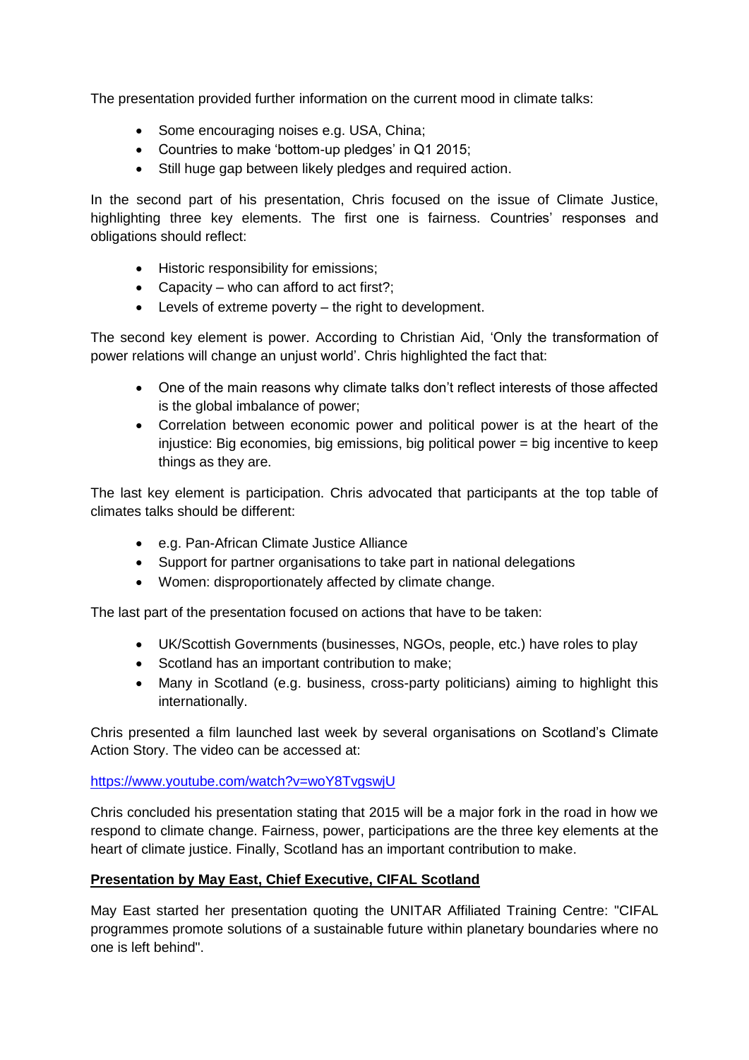The presentation provided further information on the current mood in climate talks:

- Some encouraging noises e.g. USA, China;
- Countries to make 'bottom-up pledges' in Q1 2015;
- Still huge gap between likely pledges and required action.

In the second part of his presentation, Chris focused on the issue of Climate Justice, highlighting three key elements. The first one is fairness. Countries' responses and obligations should reflect:

- Historic responsibility for emissions;
- Capacity – who can afford to act first?;
- Levels of extreme poverty – the right to development.

The second key element is power. According to Christian Aid, 'Only the transformation of power relations will change an unjust world'. Chris highlighted the fact that:

- One of the main reasons why climate talks don't reflect interests of those affected is the global imbalance of power;
- Correlation between economic power and political power is at the heart of the injustice: Big economies, big emissions, big political power = big incentive to keep things as they are.

The last key element is participation. Chris advocated that participants at the top table of climates talks should be different:

- e.g. Pan-African Climate Justice Alliance
- Support for partner organisations to take part in national delegations
- Women: disproportionately affected by climate change.

The last part of the presentation focused on actions that have to be taken:

- UK/Scottish Governments (businesses, NGOs, people, etc.) have roles to play
- Scotland has an important contribution to make;
- Many in Scotland (e.g. business, cross-party politicians) aiming to highlight this internationally.

Chris presented a film launched last week by several organisations on Scotland's Climate Action Story. The video can be accessed at:

https://www.youtube.com/watch?v=woY8TvgswjU

Chris concluded his presentation stating that 2015 will be a major fork in the road in how we respond to climate change. Fairness, power, participations are the three key elements at the heart of climate justice. Finally, Scotland has an important contribution to make.

**Presentation by May East, Chief Executive, CIFAL Scotland**

May East started her presentation quoting the UNITAR Affiliated Training Centre: "CIFAL programmes promote solutions of a sustainable future within planetary boundaries where no one is left behind".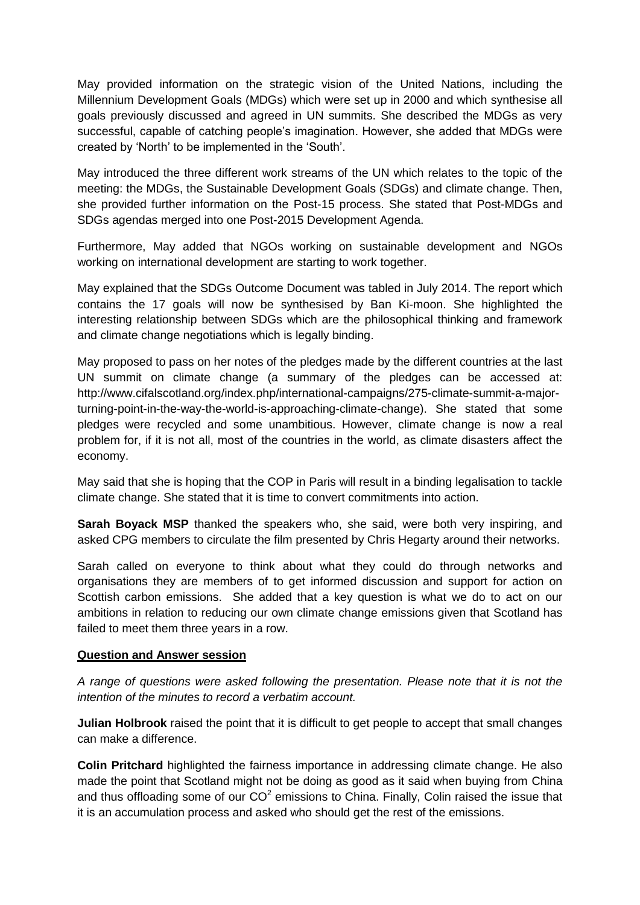May provided information on the strategic vision of the United Nations, including the Millennium Development Goals (MDGs) which were set up in 2000 and which synthesise all goals previously discussed and agreed in UN summits. She described the MDGs as very successful, capable of catching people's imagination. However, she added that MDGs were created by 'North' to be implemented in the 'South'.

May introduced the three different work streams of the UN which relates to the topic of the meeting: the MDGs, the Sustainable Development Goals (SDGs) and climate change. Then, she provided further information on the Post-15 process. She stated that Post-MDGs and SDGs agendas merged into one Post-2015 Development Agenda.

Furthermore, May added that NGOs working on sustainable development and NGOs working on international development are starting to work together.

May explained that the SDGs Outcome Document was tabled in July 2014. The report which contains the 17 goals will now be synthesised by Ban Ki-moon. She highlighted the interesting relationship between SDGs which are the philosophical thinking and framework and climate change negotiations which is legally binding.

May proposed to pass on her notes of the pledges made by the different countries at the last UN summit on climate change (a summary of the pledges can be accessed at: http://www.cifalscotland.org/index.php/international-campaigns/275-climate-summit-a-major-turning-point-in-the-way-the-world-is-approaching-climate-change). She stated that some pledges were recycled and some unambitious. However, climate change is now a real problem for, if it is not all, most of the countries in the world, as climate disasters affect the economy.

May said that she is hoping that the COP in Paris will result in a binding legalisation to tackle climate change. She stated that it is time to convert commitments into action.

**Sarah Boyack MSP** thanked the speakers who, she said, were both very inspiring, and asked CPG members to circulate the film presented by Chris Hegarty around their networks.

Sarah called on everyone to think about what they could do through networks and organisations they are members of to get informed discussion and support for action on Scottish carbon emissions. She added that a key question is what we do to act on our ambitions in relation to reducing our own climate change emissions given that Scotland has failed to meet them three years in a row.

**Question and Answer session**

*A range of questions were asked following the presentation. Please note that it is not the intention of the minutes to record a verbatim account.*

**Julian Holbrook** raised the point that it is difficult to get people to accept that small changes can make a difference.

**Colin Pritchard** highlighted the fairness importance in addressing climate change. He also made the point that Scotland might not be doing as good as it said when buying from China and thus offloading some of our $CO^2$ emissions to China. Finally, Colin raised the issue that it is an accumulation process and asked who should get the rest of the emissions.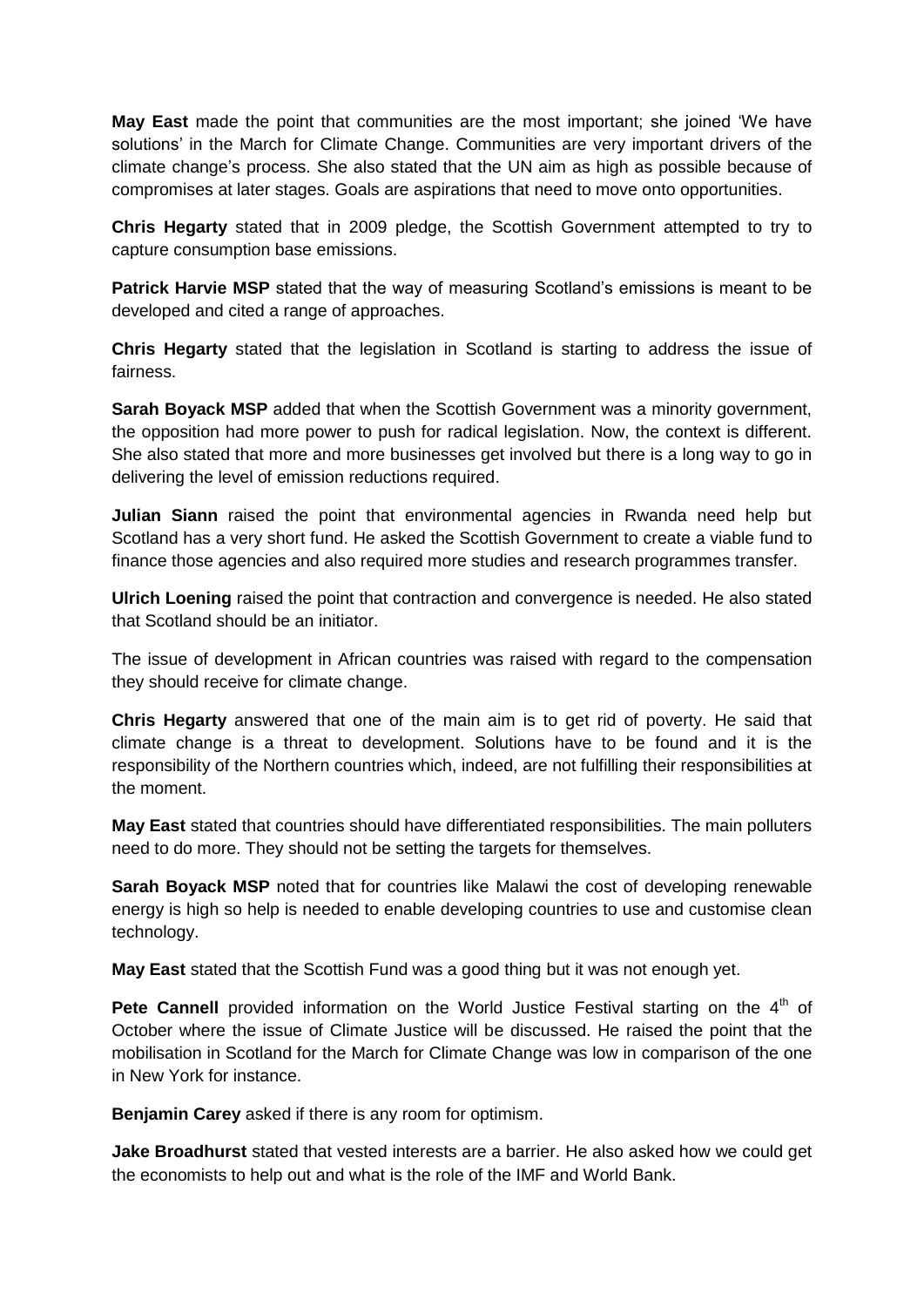**May East** made the point that communities are the most important; she joined 'We have solutions' in the March for Climate Change. Communities are very important drivers of the climate change's process. She also stated that the UN aim as high as possible because of compromises at later stages. Goals are aspirations that need to move onto opportunities.

**Chris Hegarty** stated that in 2009 pledge, the Scottish Government attempted to try to capture consumption base emissions.

**Patrick Harvie MSP** stated that the way of measuring Scotland's emissions is meant to be developed and cited a range of approaches.

**Chris Hegarty** stated that the legislation in Scotland is starting to address the issue of fairness.

**Sarah Boyack MSP** added that when the Scottish Government was a minority government, the opposition had more power to push for radical legislation. Now, the context is different. She also stated that more and more businesses get involved but there is a long way to go in delivering the level of emission reductions required.

**Julian Siann** raised the point that environmental agencies in Rwanda need help but Scotland has a very short fund. He asked the Scottish Government to create a viable fund to finance those agencies and also required more studies and research programmes transfer.

**Ulrich Loening** raised the point that contraction and convergence is needed. He also stated that Scotland should be an initiator.

The issue of development in African countries was raised with regard to the compensation they should receive for climate change.

**Chris Hegarty** answered that one of the main aim is to get rid of poverty. He said that climate change is a threat to development. Solutions have to be found and it is the responsibility of the Northern countries which, indeed, are not fulfilling their responsibilities at the moment.

**May East** stated that countries should have differentiated responsibilities. The main polluters need to do more. They should not be setting the targets for themselves.

**Sarah Boyack MSP** noted that for countries like Malawi the cost of developing renewable energy is high so help is needed to enable developing countries to use and customise clean technology.

**May East** stated that the Scottish Fund was a good thing but it was not enough yet.

**Pete Cannell** provided information on the World Justice Festival starting on the 4th of October where the issue of Climate Justice will be discussed. He raised the point that the mobilisation in Scotland for the March for Climate Change was low in comparison of the one in New York for instance.

**Benjamin Carey** asked if there is any room for optimism.

**Jake Broadhurst** stated that vested interests are a barrier. He also asked how we could get the economists to help out and what is the role of the IMF and World Bank.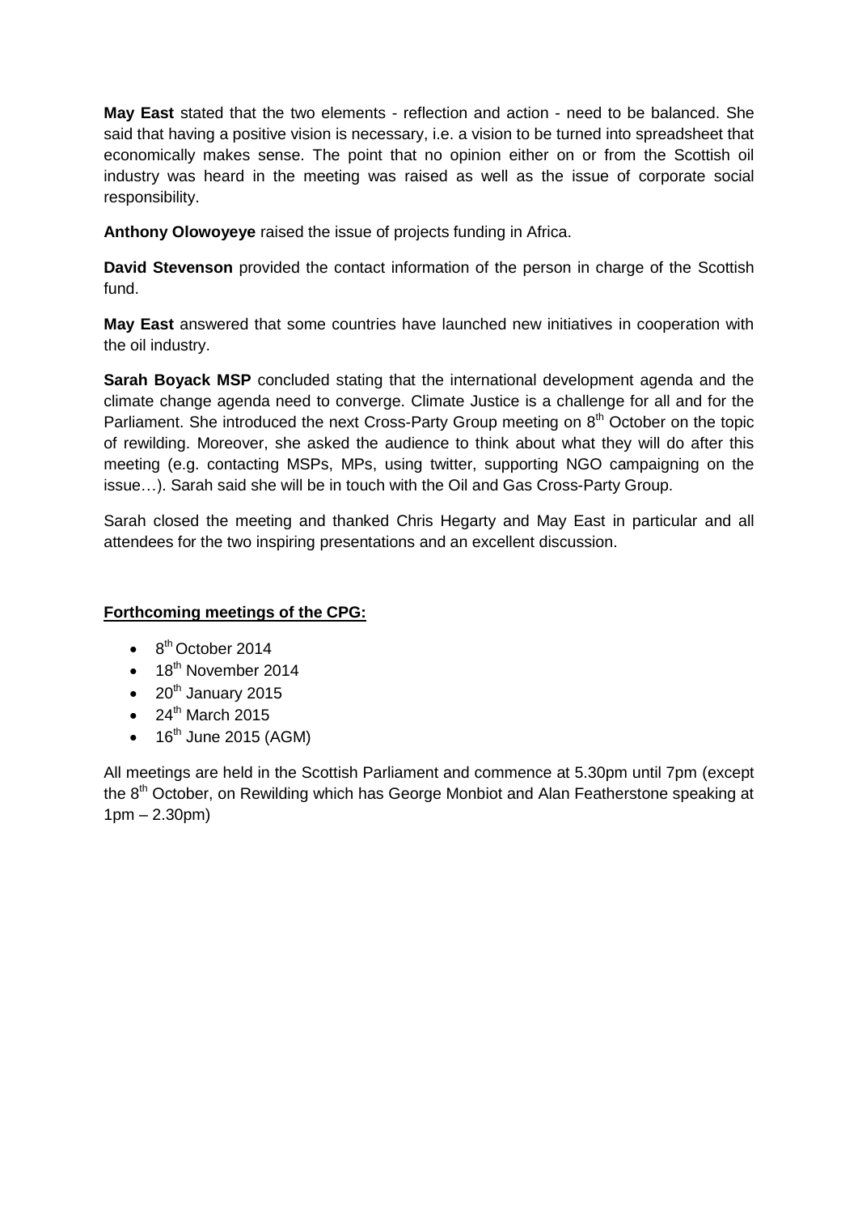**May East** stated that the two elements - reflection and action - need to be balanced. She said that having a positive vision is necessary, i.e. a vision to be turned into spreadsheet that economically makes sense. The point that no opinion either on or from the Scottish oil industry was heard in the meeting was raised as well as the issue of corporate social responsibility.

**Anthony Olowoyeye** raised the issue of projects funding in Africa.

**David Stevenson** provided the contact information of the person in charge of the Scottish fund.

**May East** answered that some countries have launched new initiatives in cooperation with the oil industry.

**Sarah Boyack MSP** concluded stating that the international development agenda and the climate change agenda need to converge. Climate Justice is a challenge for all and for the Parliament. She introduced the next Cross-Party Group meeting on 8th October on the topic of rewilding. Moreover, she asked the audience to think about what they will do after this meeting (e.g. contacting MSPs, MPs, using twitter, supporting NGO campaigning on the issue…). Sarah said she will be in touch with the Oil and Gas Cross-Party Group.

Sarah closed the meeting and thanked Chris Hegarty and May East in particular and all attendees for the two inspiring presentations and an excellent discussion.

**Forthcoming meetings of the CPG:**

- 8th October 2014
- 18th November 2014
- 20th January 2015
- 24th March 2015
- 16th June 2015 (AGM)

All meetings are held in the Scottish Parliament and commence at 5.30pm until 7pm (except the 8th October, on Rewilding which has George Monbiot and Alan Featherstone speaking at 1pm – 2.30pm)